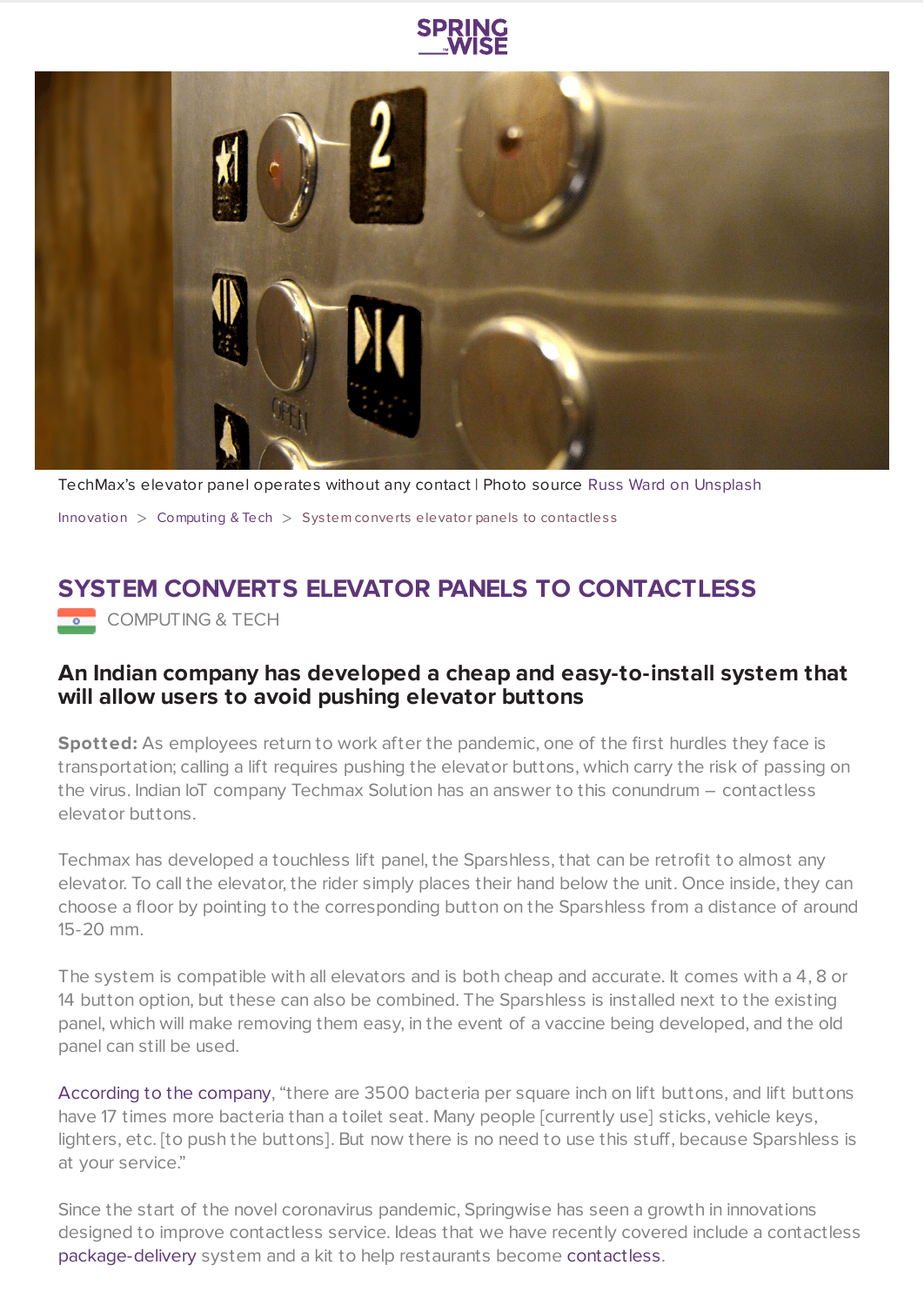TechMax's elevator panel operates without any contact | Photo source Russ Ward on Unsplash

Innovation > Computing & Tech > System converts elevator panels to contactless

# SYSTEM CONVERTS ELEVATOR PANELS TO CONTACTLESS

COMPUTING & TECH

## An Indian company has developed a cheap and easy-to-install system that will allow users to avoid pushing elevator buttons

**Spotted:** As employees return to work after the pandemic, one of the first hurdles they face is transportation; calling a lift requires pushing the elevator buttons, which carry the risk of passing on the virus. Indian IoT company Techmax Solution has an answer to this conundrum – contactless elevator buttons.

Techmax has developed a touchless lift panel, the Sparshless, that can be retrofit to almost any elevator. To call the elevator, the rider simply places their hand below the unit. Once inside, they can choose a floor by pointing to the corresponding button on the Sparshless from a distance of around 15-20 mm.

The system is compatible with all elevators and is both cheap and accurate. It comes with a 4, 8 or 14 button option, but these can also be combined. The Sparshless is installed next to the existing panel, which will make removing them easy, in the event of a vaccine being developed, and the old panel can still be used.

According to the company, "there are 3500 bacteria per square inch on lift buttons, and lift buttons have 17 times more bacteria than a toilet seat. Many people [currently use] sticks, vehicle keys, lighters, etc. [to push the buttons]. But now there is no need to use this stuff, because Sparshless is at your service."

Since the start of the novel coronavirus pandemic, Springwise has seen a growth in innovations designed to improve contactless service. Ideas that we have recently covered include a contactless package-delivery system and a kit to help restaurants become contactless.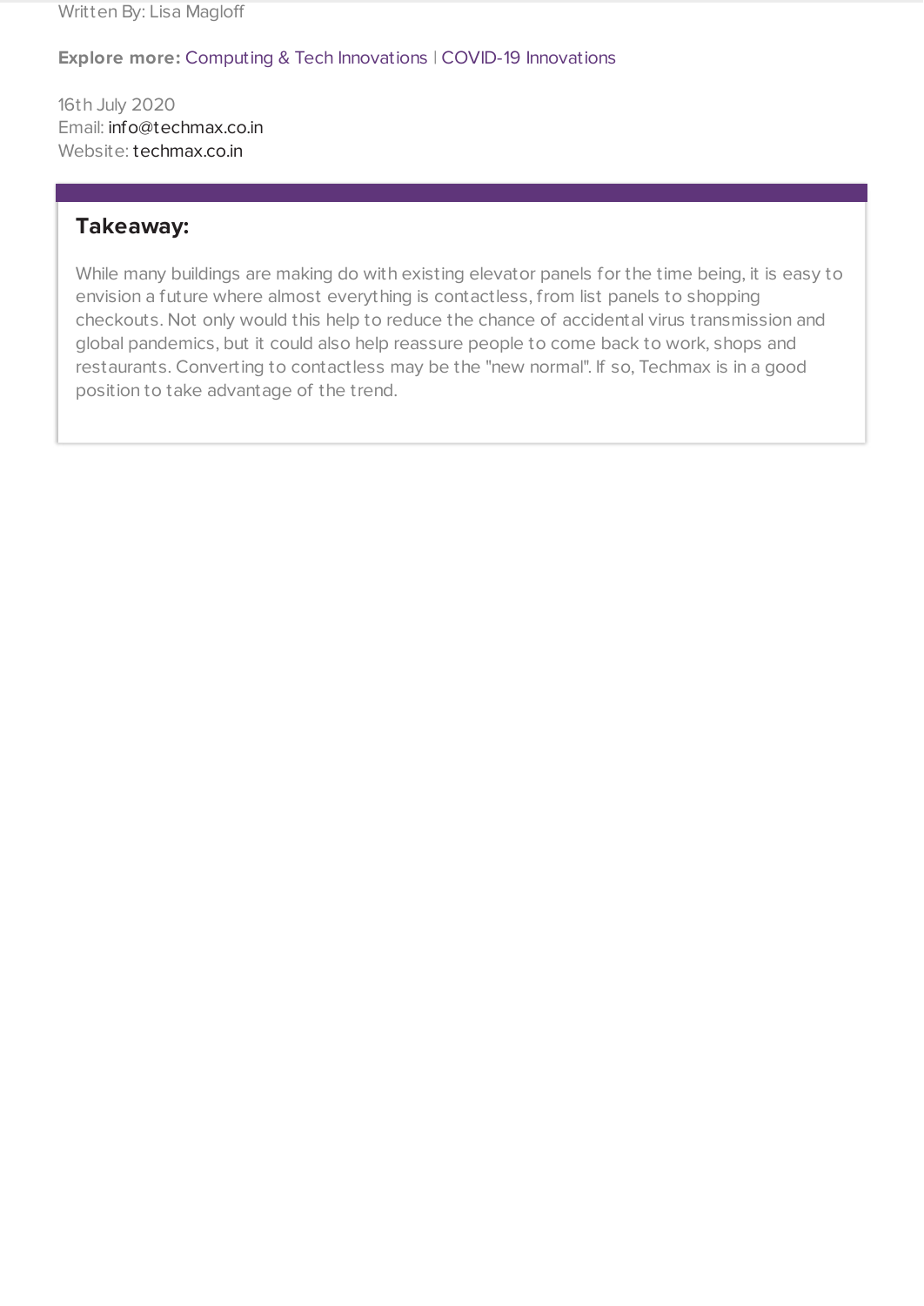Written By: Lisa Magloff

**Explore more:** Computing & Tech Innovations | COVID-19 Innovations

16th July 2020
Email: info@techmax.co.in
Website: techmax.co.in

### Takeaway:

While many buildings are making do with existing elevator panels for the time being, it is easy to envision a future where almost everything is contactless, from list panels to shopping checkouts. Not only would this help to reduce the chance of accidental virus transmission and global pandemics, but it could also help reassure people to come back to work, shops and restaurants. Converting to contactless may be the "new normal". If so, Techmax is in a good position to take advantage of the trend.